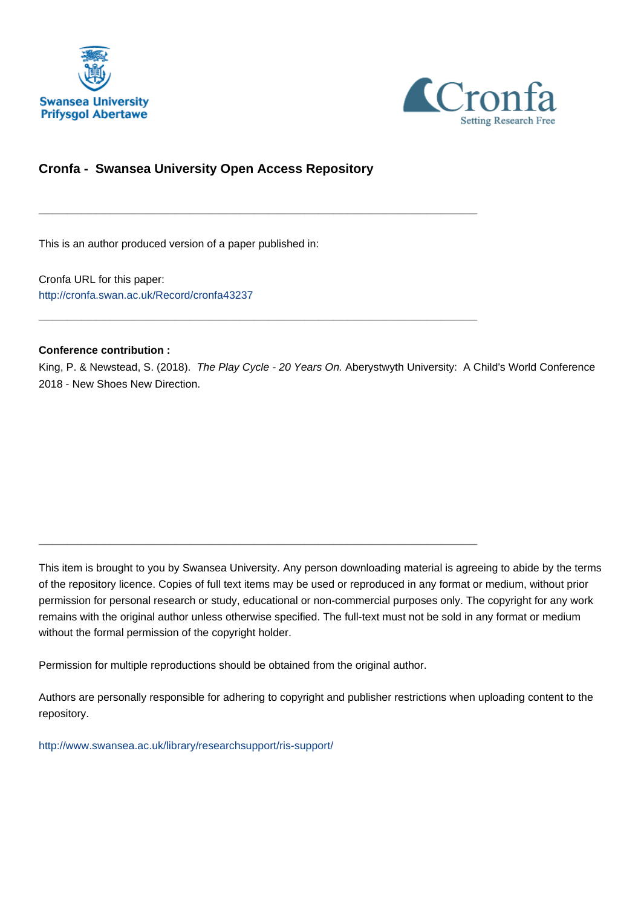Swansea University
Pryfysgol Abertawe

Cronfa
Setting Research Free

## Cronfa - Swansea University Open Access Repository

---

This is an author produced version of a paper published in:

Cronfa URL for this paper:
http://cronfa.swan.ac.uk/Record/cronfa43237

---

**Conference contribution :**
King, P. & Newstead, S. (2018). *The Play Cycle - 20 Years On.* Aberystwyth University: A Child's World Conference 2018 - New Shoes New Direction.

---

This item is brought to you by Swansea University. Any person downloading material is agreeing to abide by the terms of the repository licence. Copies of full text items may be used or reproduced in any format or medium, without prior permission for personal research or study, educational or non-commercial purposes only. The copyright for any work remains with the original author unless otherwise specified. The full-text must not be sold in any format or medium without the formal permission of the copyright holder.

Permission for multiple reproductions should be obtained from the original author.

Authors are personally responsible for adhering to copyright and publisher restrictions when uploading content to the repository.

http://www.swansea.ac.uk/library/researchsupport/ris-support/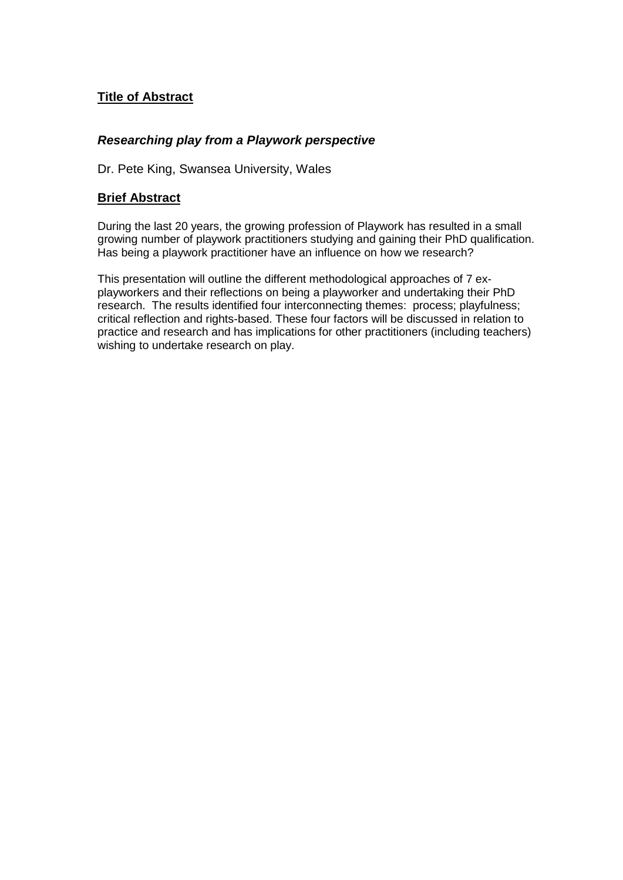**Title of Abstract**

***Researching play from a Playwork perspective***

Dr. Pete King, Swansea University, Wales

**Brief Abstract**

During the last 20 years, the growing profession of Playwork has resulted in a small growing number of playwork practitioners studying and gaining their PhD qualification. Has being a playwork practitioner have an influence on how we research?

This presentation will outline the different methodological approaches of 7 ex-playworkers and their reflections on being a playworker and undertaking their PhD research. The results identified four interconnecting themes: process; playfulness; critical reflection and rights-based. These four factors will be discussed in relation to practice and research and has implications for other practitioners (including teachers) wishing to undertake research on play.